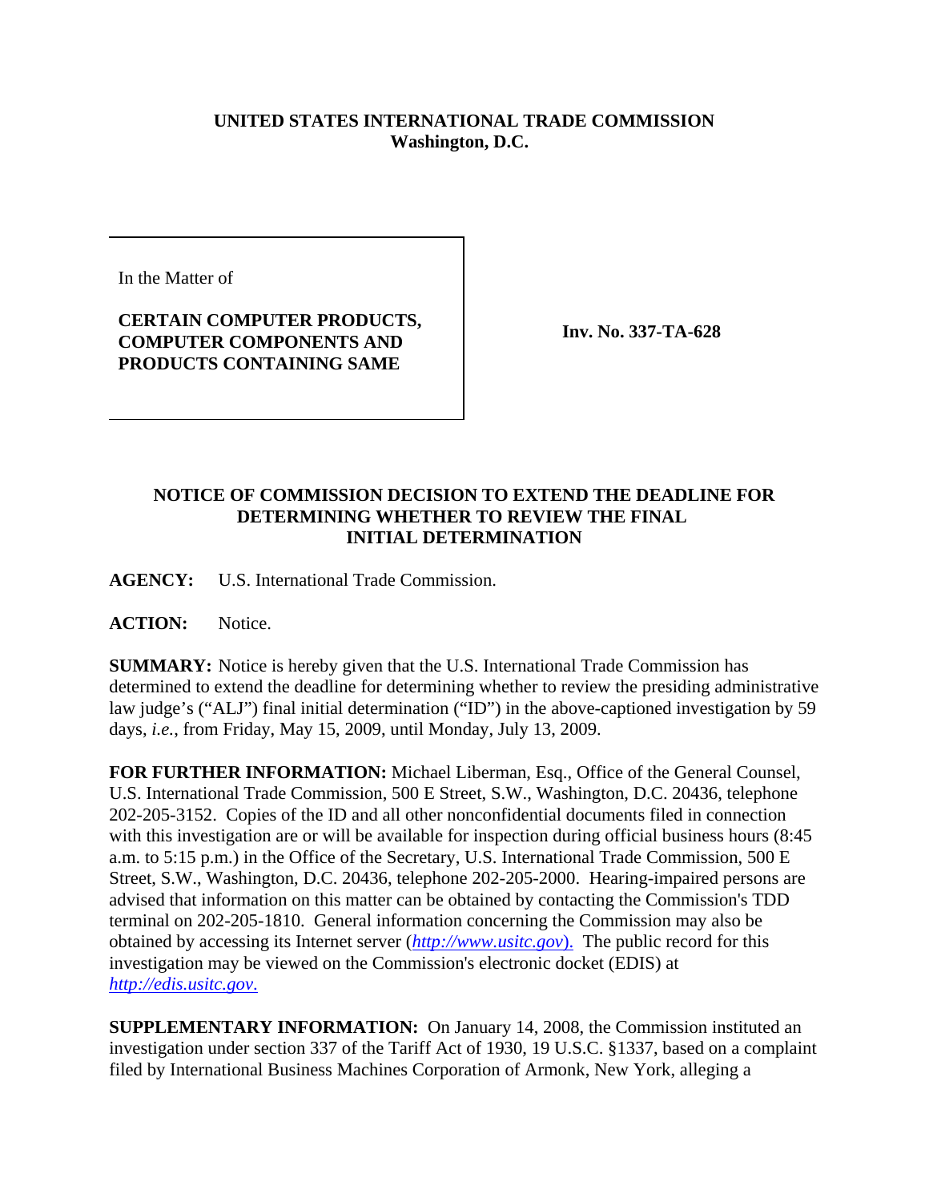**UNITED STATES INTERNATIONAL TRADE COMMISSION**
**Washington, D.C.**

| In the Matter of<br><br>**CERTAIN COMPUTER PRODUCTS, COMPUTER COMPONENTS AND PRODUCTS CONTAINING SAME** | **Inv. No. 337-TA-628** |
|---|---|

**NOTICE OF COMMISSION DECISION TO EXTEND THE DEADLINE FOR DETERMINING WHETHER TO REVIEW THE FINAL INITIAL DETERMINATION**

**AGENCY:** U.S. International Trade Commission.

**ACTION:** Notice.

**SUMMARY:** Notice is hereby given that the U.S. International Trade Commission has determined to extend the deadline for determining whether to review the presiding administrative law judge's ("ALJ") final initial determination ("ID") in the above-captioned investigation by 59 days, *i.e.*, from Friday, May 15, 2009, until Monday, July 13, 2009.

**FOR FURTHER INFORMATION:** Michael Liberman, Esq., Office of the General Counsel, U.S. International Trade Commission, 500 E Street, S.W., Washington, D.C. 20436, telephone 202-205-3152. Copies of the ID and all other nonconfidential documents filed in connection with this investigation are or will be available for inspection during official business hours (8:45 a.m. to 5:15 p.m.) in the Office of the Secretary, U.S. International Trade Commission, 500 E Street, S.W., Washington, D.C. 20436, telephone 202-205-2000. Hearing-impaired persons are advised that information on this matter can be obtained by contacting the Commission's TDD terminal on 202-205-1810. General information concerning the Commission may also be obtained by accessing its Internet server (*http://www.usitc.gov*). The public record for this investigation may be viewed on the Commission's electronic docket (EDIS) at *http://edis.usitc.gov*.

**SUPPLEMENTARY INFORMATION:** On January 14, 2008, the Commission instituted an investigation under section 337 of the Tariff Act of 1930, 19 U.S.C. §1337, based on a complaint filed by International Business Machines Corporation of Armonk, New York, alleging a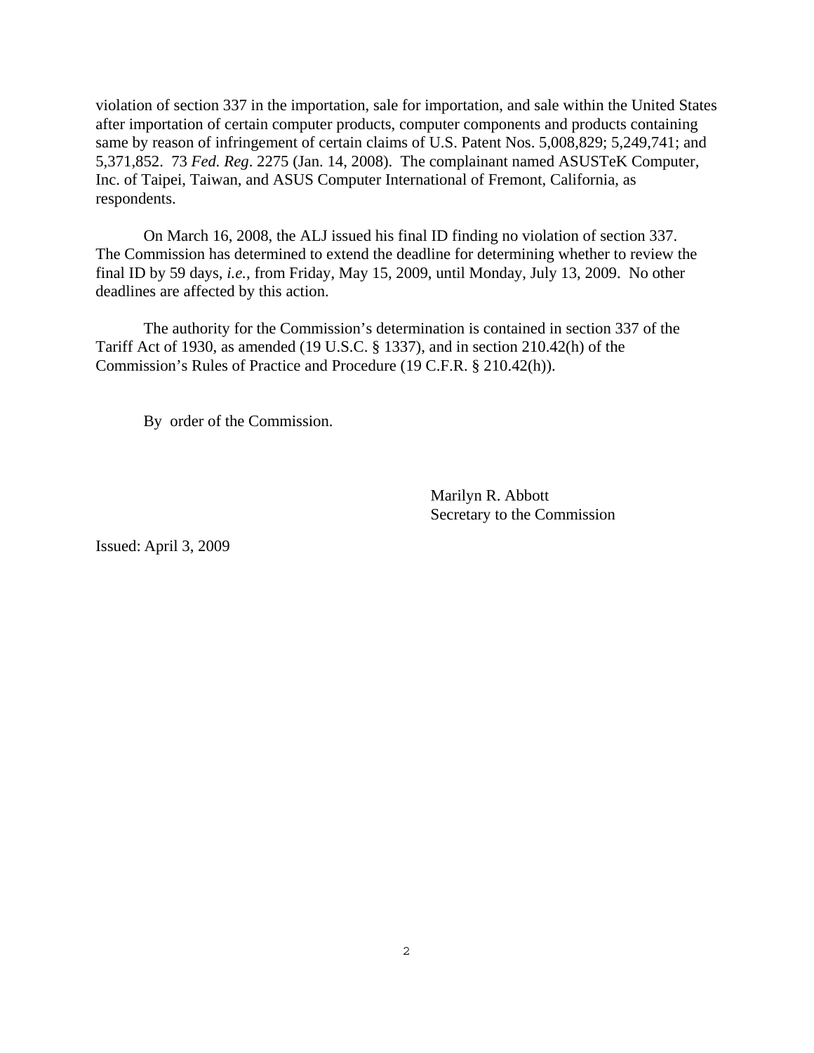violation of section 337 in the importation, sale for importation, and sale within the United States after importation of certain computer products, computer components and products containing same by reason of infringement of certain claims of U.S. Patent Nos. 5,008,829; 5,249,741; and 5,371,852. 73 *Fed. Reg*. 2275 (Jan. 14, 2008). The complainant named ASUSTeK Computer, Inc. of Taipei, Taiwan, and ASUS Computer International of Fremont, California, as respondents.

On March 16, 2008, the ALJ issued his final ID finding no violation of section 337. The Commission has determined to extend the deadline for determining whether to review the final ID by 59 days, *i.e.*, from Friday, May 15, 2009, until Monday, July 13, 2009. No other deadlines are affected by this action.

The authority for the Commission's determination is contained in section 337 of the Tariff Act of 1930, as amended (19 U.S.C. § 1337), and in section 210.42(h) of the Commission's Rules of Practice and Procedure (19 C.F.R. § 210.42(h)).

By order of the Commission.

Marilyn R. Abbott
Secretary to the Commission

Issued: April 3, 2009